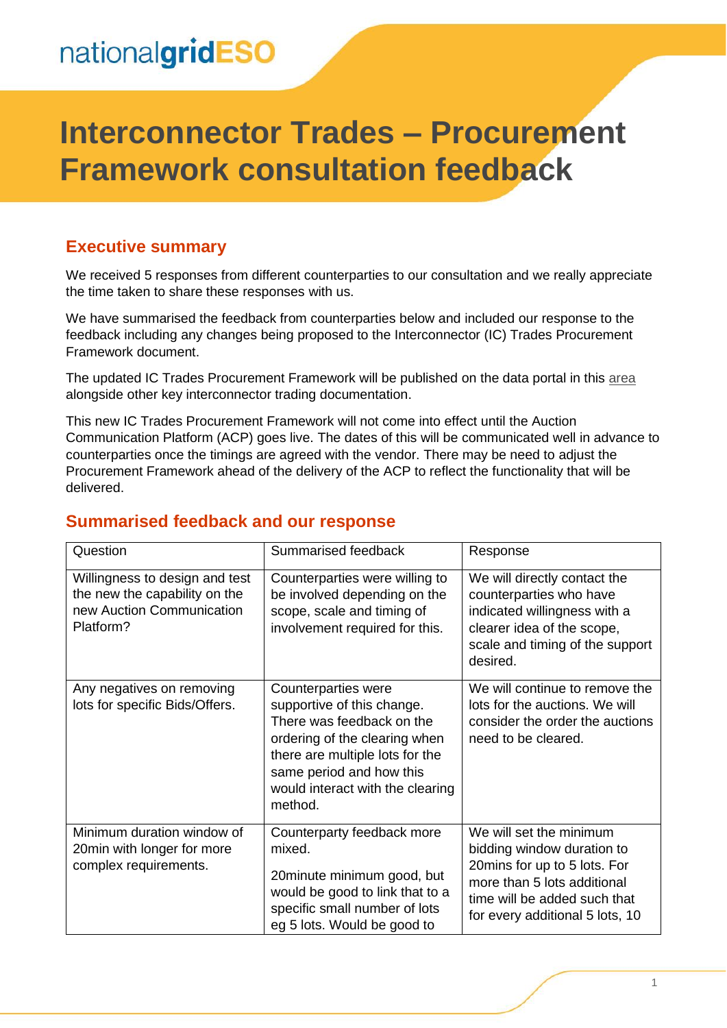nationalgridESO

# Interconnector Trades – Procurement Framework consultation feedback

## Executive summary

We received 5 responses from different counterparties to our consultation and we really appreciate the time taken to share these responses with us.

We have summarised the feedback from counterparties below and included our response to the feedback including any changes being proposed to the Interconnector (IC) Trades Procurement Framework document.

The updated IC Trades Procurement Framework will be published on the data portal in this area alongside other key interconnector trading documentation.

This new IC Trades Procurement Framework will not come into effect until the Auction Communication Platform (ACP) goes live. The dates of this will be communicated well in advance to counterparties once the timings are agreed with the vendor. There may be need to adjust the Procurement Framework ahead of the delivery of the ACP to reflect the functionality that will be delivered.

## Summarised feedback and our response

| Question | Summarised feedback | Response |
|---|---|---|
| Willingness to design and test the new the capability on the new Auction Communication Platform? | Counterparties were willing to be involved depending on the scope, scale and timing of involvement required for this. | We will directly contact the counterparties who have indicated willingness with a clearer idea of the scope, scale and timing of the support desired. |
| Any negatives on removing lots for specific Bids/Offers. | Counterparties were supportive of this change. There was feedback on the ordering of the clearing when there are multiple lots for the same period and how this would interact with the clearing method. | We will continue to remove the lots for the auctions. We will consider the order the auctions need to be cleared. |
| Minimum duration window of 20min with longer for more complex requirements. | Counterparty feedback more mixed.<br><br>20minute minimum good, but would be good to link that to a specific small number of lots eg 5 lots. Would be good to | We will set the minimum bidding window duration to 20mins for up to 5 lots. For more than 5 lots additional time will be added such that for every additional 5 lots, 10 |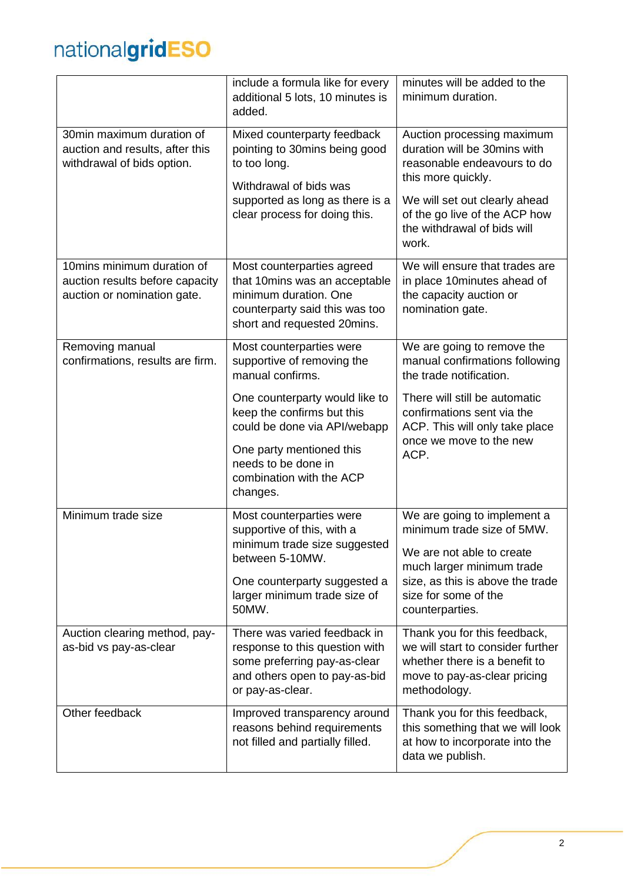| | | |
|---|---|---|
| | include a formula like for every additional 5 lots, 10 minutes is added. | minutes will be added to the minimum duration. |
| 30min maximum duration of auction and results, after this withdrawal of bids option. | Mixed counterparty feedback pointing to 30mins being good to too long.<br><br>Withdrawal of bids was supported as long as there is a clear process for doing this. | Auction processing maximum duration will be 30mins with reasonable endeavours to do this more quickly.<br><br>We will set out clearly ahead of the go live of the ACP how the withdrawal of bids will work. |
| 10mins minimum duration of auction results before capacity auction or nomination gate. | Most counterparties agreed that 10mins was an acceptable minimum duration. One counterparty said this was too short and requested 20mins. | We will ensure that trades are in place 10minutes ahead of the capacity auction or nomination gate. |
| Removing manual confirmations, results are firm. | Most counterparties were supportive of removing the manual confirms.<br><br>One counterparty would like to keep the confirms but this could be done via API/webapp<br><br>One party mentioned this needs to be done in combination with the ACP changes. | We are going to remove the manual confirmations following the trade notification.<br><br>There will still be automatic confirmations sent via the ACP. This will only take place once we move to the new ACP. |
| Minimum trade size | Most counterparties were supportive of this, with a minimum trade size suggested between 5-10MW.<br><br>One counterparty suggested a larger minimum trade size of 50MW. | We are going to implement a minimum trade size of 5MW.<br><br>We are not able to create much larger minimum trade size, as this is above the trade size for some of the counterparties. |
| Auction clearing method, pay-as-bid vs pay-as-clear | There was varied feedback in response to this question with some preferring pay-as-clear and others open to pay-as-bid or pay-as-clear. | Thank you for this feedback, we will start to consider further whether there is a benefit to move to pay-as-clear pricing methodology. |
| Other feedback | Improved transparency around reasons behind requirements not filled and partially filled. | Thank you for this feedback, this something that we will look at how to incorporate into the data we publish. |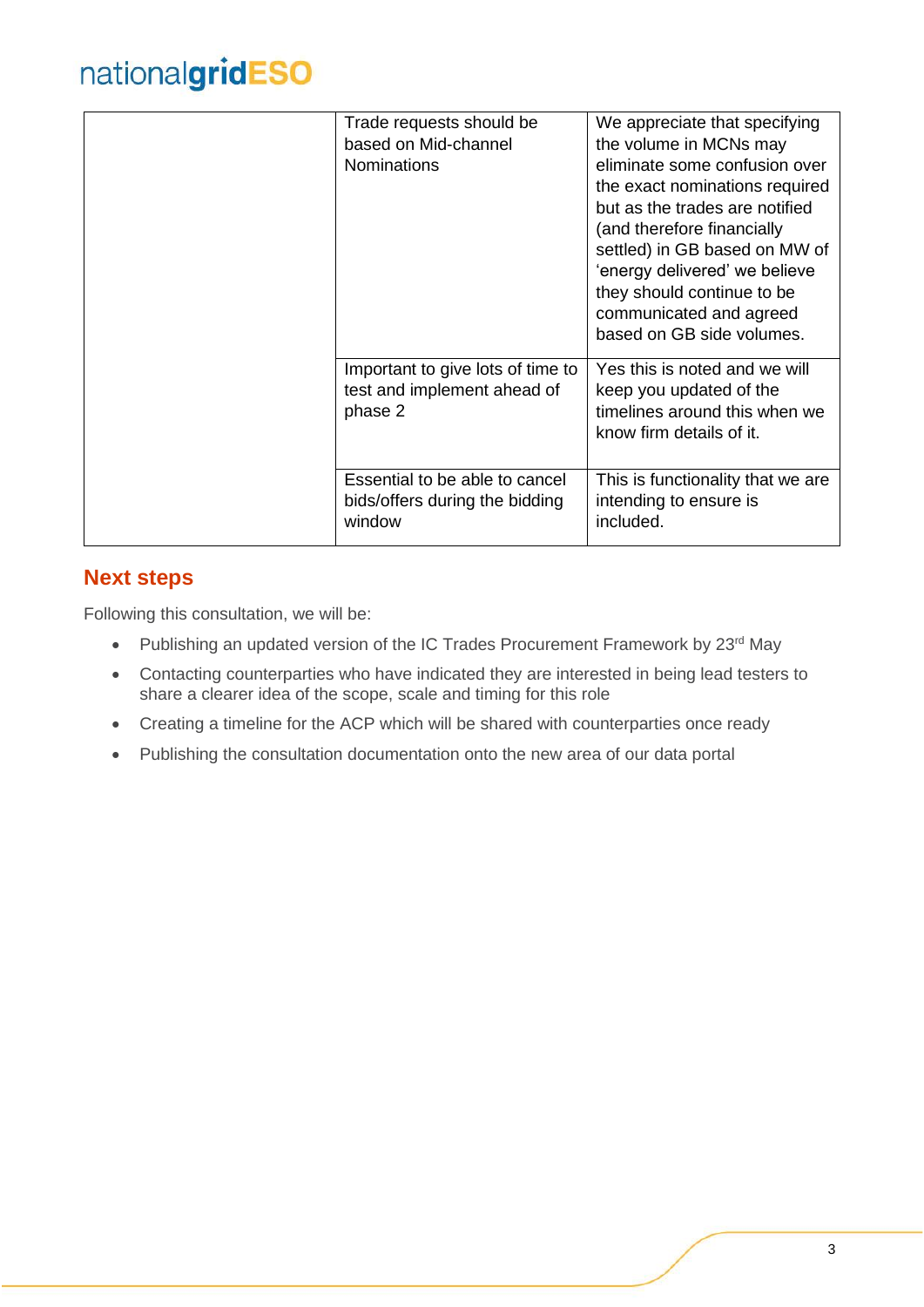| | | |
|---|---|---|
| | Trade requests should be based on Mid-channel Nominations | We appreciate that specifying the volume in MCNs may eliminate some confusion over the exact nominations required but as the trades are notified (and therefore financially settled) in GB based on MW of 'energy delivered' we believe they should continue to be communicated and agreed based on GB side volumes. |
| | Important to give lots of time to test and implement ahead of phase 2 | Yes this is noted and we will keep you updated of the timelines around this when we know firm details of it. |
| | Essential to be able to cancel bids/offers during the bidding window | This is functionality that we are intending to ensure is included. |

## Next steps

Following this consultation, we will be:

- Publishing an updated version of the IC Trades Procurement Framework by 23rd May
- Contacting counterparties who have indicated they are interested in being lead testers to share a clearer idea of the scope, scale and timing for this role
- Creating a timeline for the ACP which will be shared with counterparties once ready
- Publishing the consultation documentation onto the new area of our data portal